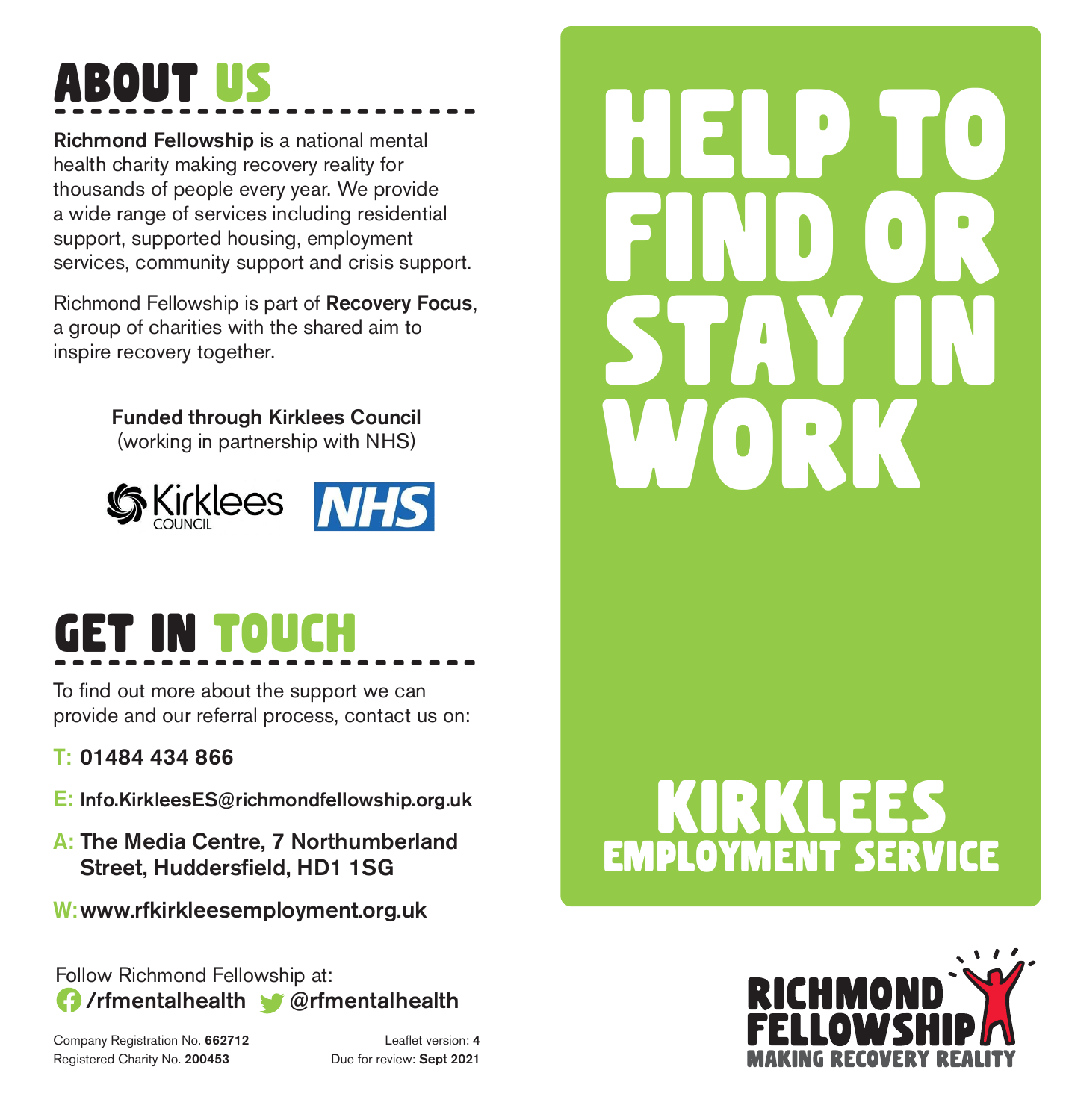# ABOUT US

**Richmond Fellowship** is a national mental health charity making recovery reality for thousands of people every year. We provide a wide range of services including residential support, supported housing, employment services, community support and crisis support.

Richmond Fellowship is part of **Recovery Focus**, a group of charities with the shared aim to inspire recovery together.

**Funded through Kirklees Council**
(working in partnership with NHS)

Kirklees COUNCIL NHS

# GET IN TOUCH

To find out more about the support we can provide and our referral process, contact us on:

**T: 01484 434 866**

**E: Info.KirkleesES@richmondfellowship.org.uk**

**A: The Media Centre, 7 Northumberland Street, Huddersfield, HD1 1SG**

**W: www.rfkirkleesemployment.org.uk**

Follow Richmond Fellowship at:
**/rfmentalhealth** **@rfmentalhealth**

Company Registration No. **662712**
Registered Charity No. **200453**

Leaflet version: **4**
Due for review: **Sept 2021**

# HELP TO FIND OR STAY IN WORK

## KIRKLEES EMPLOYMENT SERVICE

RICHMOND FELLOWSHIP
MAKING RECOVERY REALITY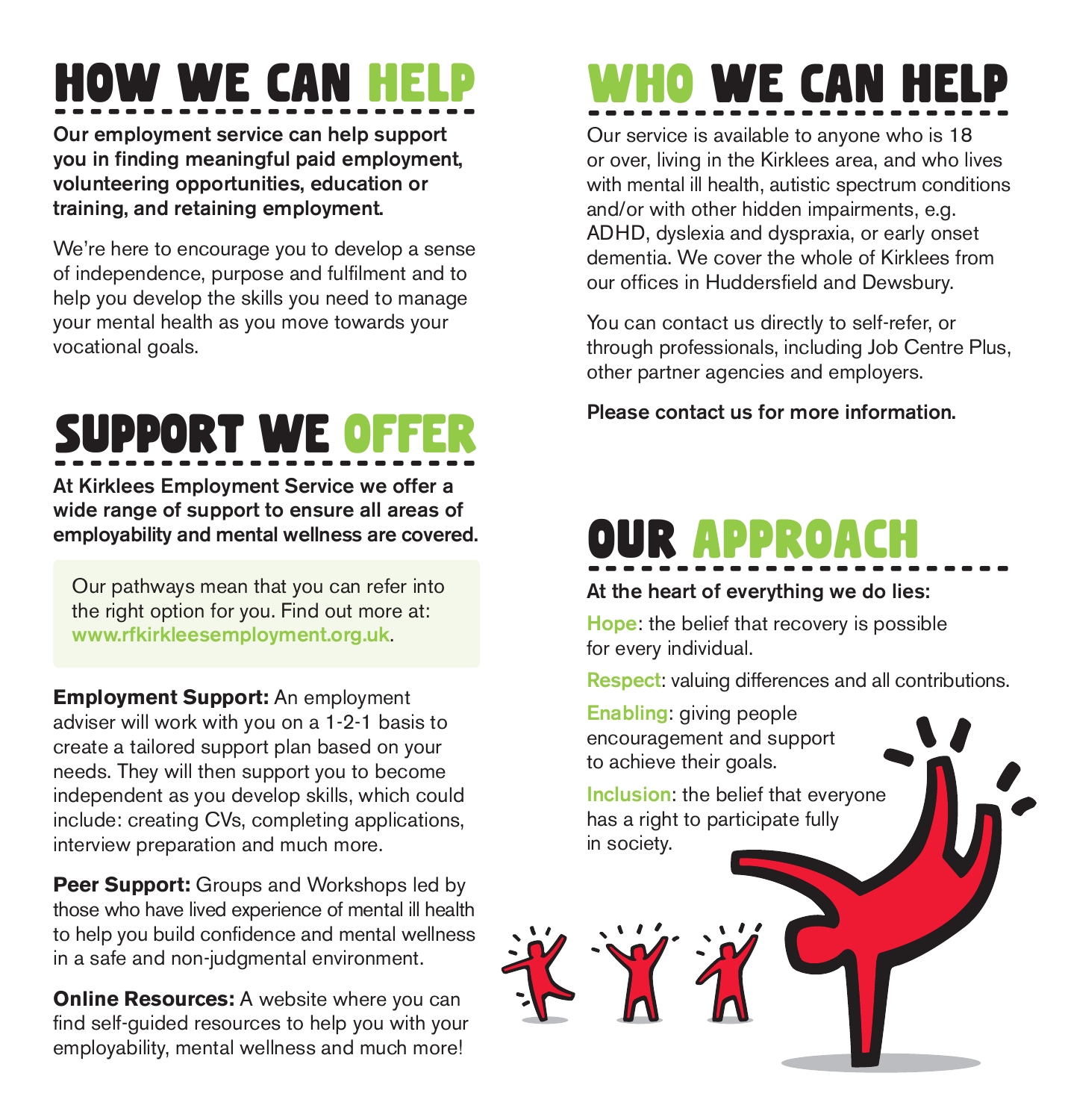## HOW WE CAN HELP

**Our employment service can help support you in finding meaningful paid employment, volunteering opportunities, education or training, and retaining employment.**

We're here to encourage you to develop a sense of independence, purpose and fulfilment and to help you develop the skills you need to manage your mental health as you move towards your vocational goals.

## SUPPORT WE OFFER

**At Kirklees Employment Service we offer a wide range of support to ensure all areas of employability and mental wellness are covered.**

Our pathways mean that you can refer into the right option for you. Find out more at: **www.rfkirkleesemployment.org.uk**.

**Employment Support:** An employment adviser will work with you on a 1-2-1 basis to create a tailored support plan based on your needs. They will then support you to become independent as you develop skills, which could include: creating CVs, completing applications, interview preparation and much more.

**Peer Support:** Groups and Workshops led by those who have lived experience of mental ill health to help you build confidence and mental wellness in a safe and non-judgmental environment.

**Online Resources:** A website where you can find self-guided resources to help you with your employability, mental wellness and much more!

## WHO WE CAN HELP

Our service is available to anyone who is 18 or over, living in the Kirklees area, and who lives with mental ill health, autistic spectrum conditions and/or with other hidden impairments, e.g. ADHD, dyslexia and dyspraxia, or early onset dementia. We cover the whole of Kirklees from our offices in Huddersfield and Dewsbury.

You can contact us directly to self-refer, or through professionals, including Job Centre Plus, other partner agencies and employers.

**Please contact us for more information.**

## OUR APPROACH

**At the heart of everything we do lies:**

**Hope**: the belief that recovery is possible for every individual.

**Respect**: valuing differences and all contributions.

**Enabling**: giving people encouragement and support to achieve their goals.

**Inclusion**: the belief that everyone has a right to participate fully in society.